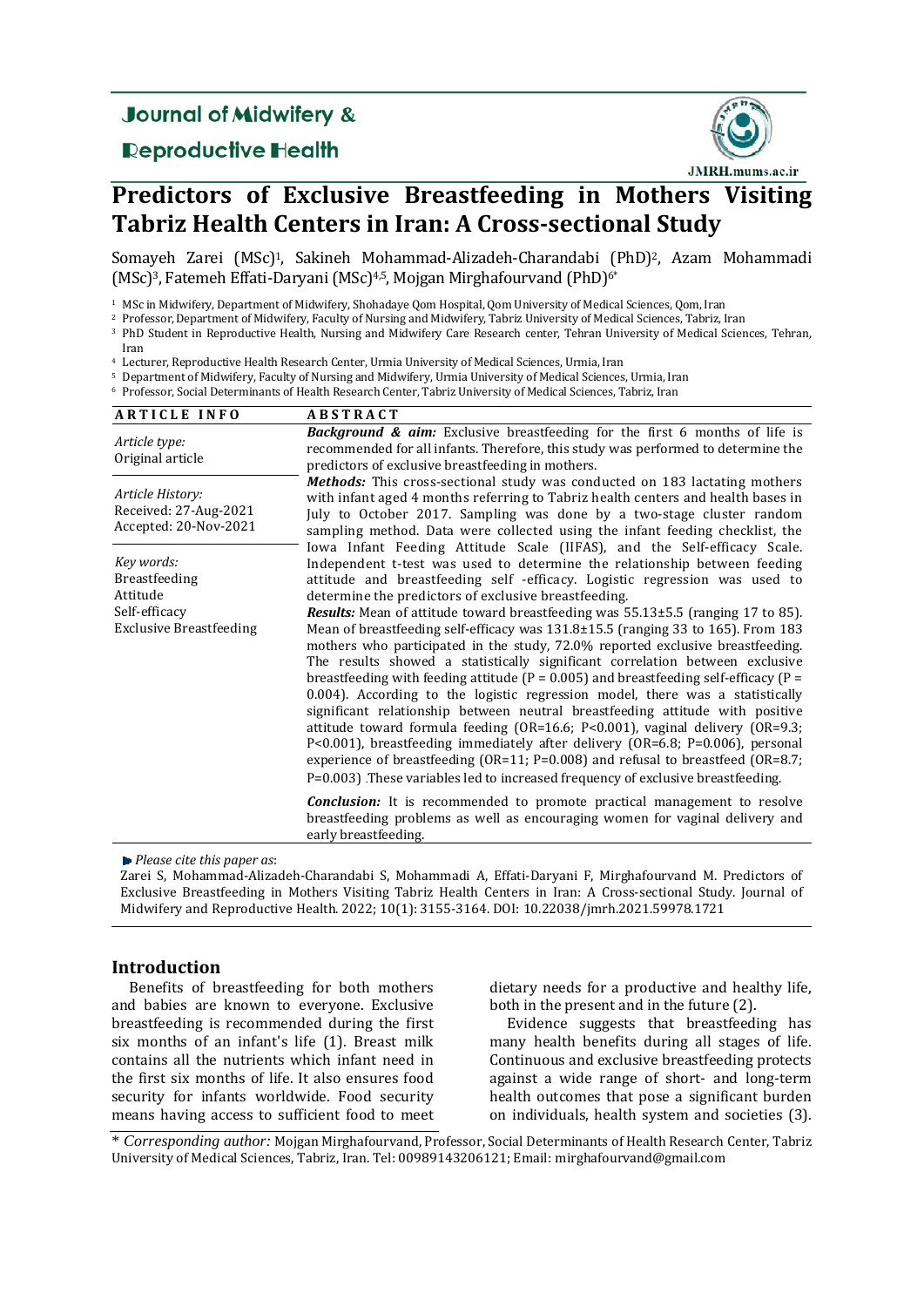Journal of Midwifery & Reproductive Health

JMRH.mums.ac.ir

# Predictors of Exclusive Breastfeeding in Mothers Visiting Tabriz Health Centers in Iran: A Cross-sectional Study

Somayeh Zarei (MSc)[1], Sakineh Mohammad-Alizadeh-Charandabi (PhD)[2], Azam Mohammadi (MSc)[3], Fatemeh Effati-Daryani (MSc)[4,5], Mojgan Mirghafourvand (PhD)[6*]

[1] MSc in Midwifery, Department of Midwifery, Shohadaye Qom Hospital, Qom University of Medical Sciences, Qom, Iran
[2] Professor, Department of Midwifery, Faculty of Nursing and Midwifery, Tabriz University of Medical Sciences, Tabriz, Iran
[3] PhD Student in Reproductive Health, Nursing and Midwifery Care Research center, Tehran University of Medical Sciences, Tehran, Iran
[4] Lecturer, Reproductive Health Research Center, Urmia University of Medical Sciences, Urmia, Iran
[5] Department of Midwifery, Faculty of Nursing and Midwifery, Urmia University of Medical Sciences, Urmia, Iran
[6] Professor, Social Determinants of Health Research Center, Tabriz University of Medical Sciences, Tabriz, Iran

**ARTICLE INFO**

*Article type:*
Original article

*Article History:*
Received: 27-Aug-2021
Accepted: 20-Nov-2021

*Key words:*
Breastfeeding
Attitude
Self-efficacy
Exclusive Breastfeeding

**ABSTRACT**

***Background & aim:*** Exclusive breastfeeding for the first 6 months of life is recommended for all infants. Therefore, this study was performed to determine the predictors of exclusive breastfeeding in mothers.

***Methods:*** This cross-sectional study was conducted on 183 lactating mothers with infant aged 4 months referring to Tabriz health centers and health bases in July to October 2017. Sampling was done by a two-stage cluster random sampling method. Data were collected using the infant feeding checklist, the Iowa Infant Feeding Attitude Scale (IIFAS), and the Self-efficacy Scale. Independent t-test was used to determine the relationship between feeding attitude and breastfeeding self -efficacy. Logistic regression was used to determine the predictors of exclusive breastfeeding.

***Results:*** Mean of attitude toward breastfeeding was 55.13±5.5 (ranging 17 to 85). Mean of breastfeeding self-efficacy was 131.8±15.5 (ranging 33 to 165). From 183 mothers who participated in the study, 72.0% reported exclusive breastfeeding. The results showed a statistically significant correlation between exclusive breastfeeding with feeding attitude ($P = 0.005$) and breastfeeding self-efficacy ($P = 0.004$). According to the logistic regression model, there was a statistically significant relationship between neutral breastfeeding attitude with positive attitude toward formula feeding (OR=16.6; $P<0.001$), vaginal delivery (OR=9.3; $P<0.001$), breastfeeding immediately after delivery (OR=6.8; $P=0.006$), personal experience of breastfeeding (OR=11; $P=0.008$) and refusal to breastfeed (OR=8.7; $P=0.003$) .These variables led to increased frequency of exclusive breastfeeding.

***Conclusion:*** It is recommended to promote practical management to resolve breastfeeding problems as well as encouraging women for vaginal delivery and early breastfeeding.

*Please cite this paper as*:
Zarei S, Mohammad-Alizadeh-Charandabi S, Mohammadi A, Effati-Daryani F, Mirghafourvand M. Predictors of Exclusive Breastfeeding in Mothers Visiting Tabriz Health Centers in Iran: A Cross-sectional Study. Journal of Midwifery and Reproductive Health. 2022; 10(1): 3155-3164. DOI: 10.22038/jmrh.2021.59978.1721

## Introduction

Benefits of breastfeeding for both mothers and babies are known to everyone. Exclusive breastfeeding is recommended during the first six months of an infant's life (1). Breast milk contains all the nutrients which infant need in the first six months of life. It also ensures food security for infants worldwide. Food security means having access to sufficient food to meet dietary needs for a productive and healthy life, both in the present and in the future (2).

Evidence suggests that breastfeeding has many health benefits during all stages of life. Continuous and exclusive breastfeeding protects against a wide range of short- and long-term health outcomes that pose a significant burden on individuals, health system and societies (3).

\* *Corresponding author:* Mojgan Mirghafourvand, Professor, Social Determinants of Health Research Center, Tabriz University of Medical Sciences, Tabriz, Iran. Tel: 00989143206121; Email: mirghafourvand@gmail.com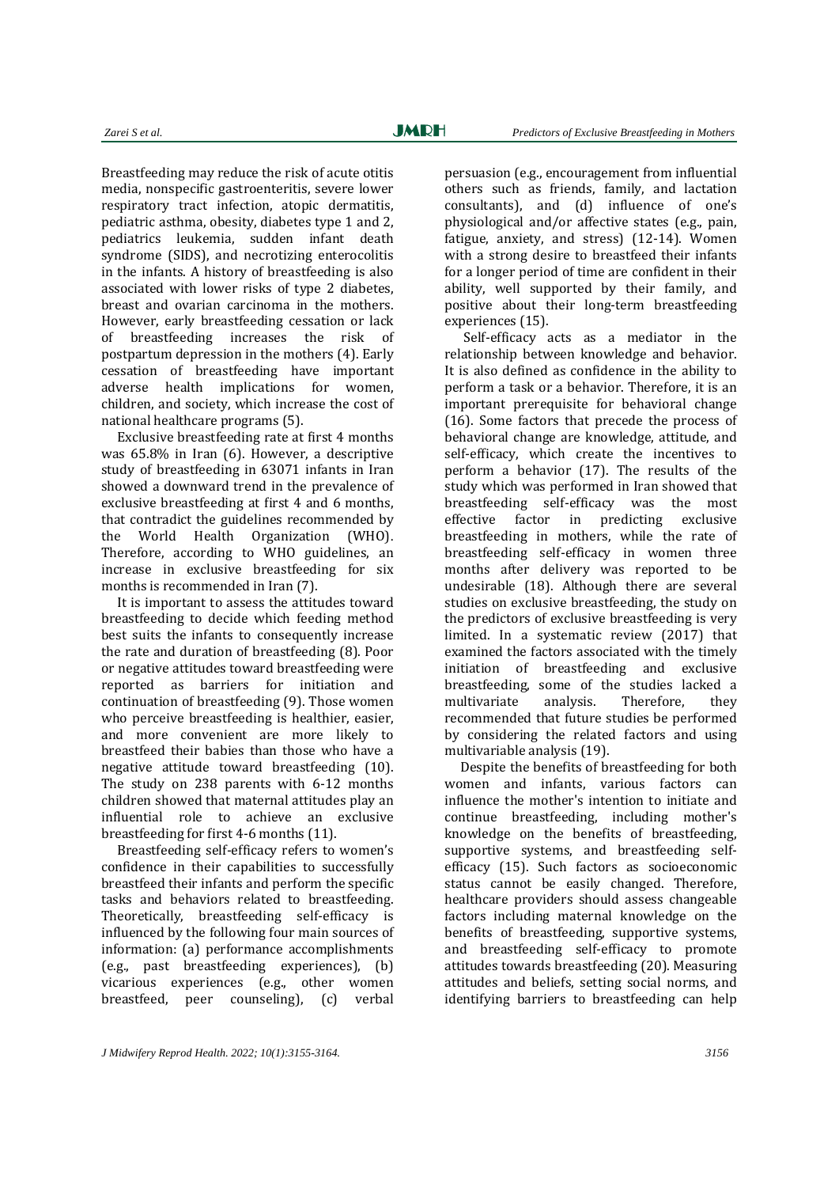Breastfeeding may reduce the risk of acute otitis media, nonspecific gastroenteritis, severe lower respiratory tract infection, atopic dermatitis, pediatric asthma, obesity, diabetes type 1 and 2, pediatrics leukemia, sudden infant death syndrome (SIDS), and necrotizing enterocolitis in the infants. A history of breastfeeding is also associated with lower risks of type 2 diabetes, breast and ovarian carcinoma in the mothers. However, early breastfeeding cessation or lack of breastfeeding increases the risk of postpartum depression in the mothers (4). Early cessation of breastfeeding have important adverse health implications for women, children, and society, which increase the cost of national healthcare programs (5).

Exclusive breastfeeding rate at first 4 months was 65.8% in Iran (6). However, a descriptive study of breastfeeding in 63071 infants in Iran showed a downward trend in the prevalence of exclusive breastfeeding at first 4 and 6 months, that contradict the guidelines recommended by the World Health Organization (WHO). Therefore, according to WHO guidelines, an increase in exclusive breastfeeding for six months is recommended in Iran (7).

It is important to assess the attitudes toward breastfeeding to decide which feeding method best suits the infants to consequently increase the rate and duration of breastfeeding (8). Poor or negative attitudes toward breastfeeding were reported as barriers for initiation and continuation of breastfeeding (9). Those women who perceive breastfeeding is healthier, easier, and more convenient are more likely to breastfeed their babies than those who have a negative attitude toward breastfeeding (10). The study on 238 parents with 6-12 months children showed that maternal attitudes play an influential role to achieve an exclusive breastfeeding for first 4-6 months (11).

Breastfeeding self-efficacy refers to women's confidence in their capabilities to successfully breastfeed their infants and perform the specific tasks and behaviors related to breastfeeding. Theoretically, breastfeeding self-efficacy is influenced by the following four main sources of information: (a) performance accomplishments (e.g., past breastfeeding experiences), (b) vicarious experiences (e.g., other women breastfeed, peer counseling), (c) verbal persuasion (e.g., encouragement from influential others such as friends, family, and lactation consultants), and (d) influence of one's physiological and/or affective states (e.g., pain, fatigue, anxiety, and stress) (12-14). Women with a strong desire to breastfeed their infants for a longer period of time are confident in their ability, well supported by their family, and positive about their long-term breastfeeding experiences (15).

Self-efficacy acts as a mediator in the relationship between knowledge and behavior. It is also defined as confidence in the ability to perform a task or a behavior. Therefore, it is an important prerequisite for behavioral change (16). Some factors that precede the process of behavioral change are knowledge, attitude, and self-efficacy, which create the incentives to perform a behavior (17). The results of the study which was performed in Iran showed that breastfeeding self-efficacy was the most effective factor in predicting exclusive breastfeeding in mothers, while the rate of breastfeeding self-efficacy in women three months after delivery was reported to be undesirable (18). Although there are several studies on exclusive breastfeeding, the study on the predictors of exclusive breastfeeding is very limited. In a systematic review (2017) that examined the factors associated with the timely initiation of breastfeeding and exclusive breastfeeding, some of the studies lacked a multivariate analysis. Therefore, they recommended that future studies be performed by considering the related factors and using multivariable analysis (19).

Despite the benefits of breastfeeding for both women and infants, various factors can influence the mother's intention to initiate and continue breastfeeding, including mother's knowledge on the benefits of breastfeeding, supportive systems, and breastfeeding self-efficacy (15). Such factors as socioeconomic status cannot be easily changed. Therefore, healthcare providers should assess changeable factors including maternal knowledge on the benefits of breastfeeding, supportive systems, and breastfeeding self-efficacy to promote attitudes towards breastfeeding (20). Measuring attitudes and beliefs, setting social norms, and identifying barriers to breastfeeding can help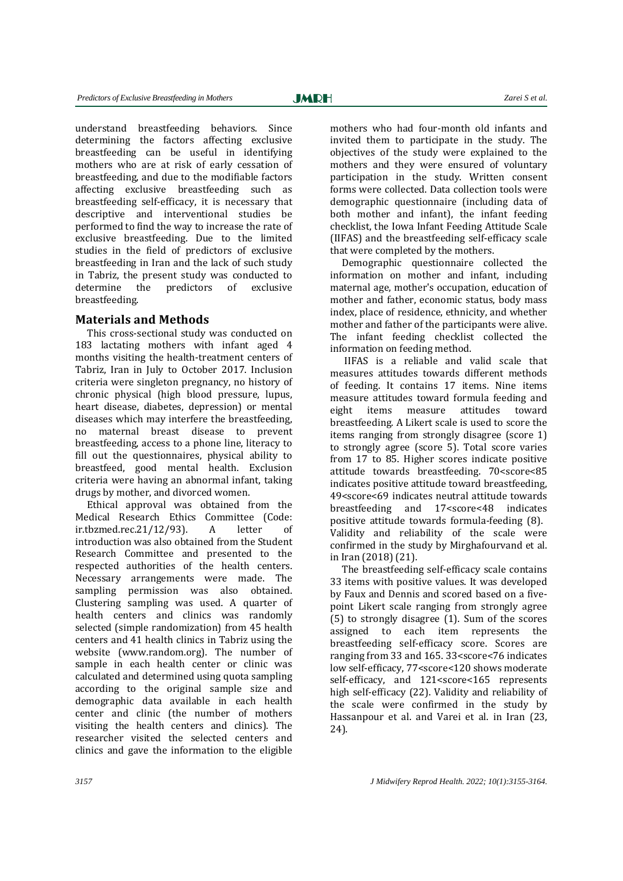understand breastfeeding behaviors. Since determining the factors affecting exclusive breastfeeding can be useful in identifying mothers who are at risk of early cessation of breastfeeding, and due to the modifiable factors affecting exclusive breastfeeding such as breastfeeding self-efficacy, it is necessary that descriptive and interventional studies be performed to find the way to increase the rate of exclusive breastfeeding. Due to the limited studies in the field of predictors of exclusive breastfeeding in Iran and the lack of such study in Tabriz, the present study was conducted to determine the predictors of exclusive breastfeeding.

## Materials and Methods

This cross-sectional study was conducted on 183 lactating mothers with infant aged 4 months visiting the health-treatment centers of Tabriz, Iran in July to October 2017. Inclusion criteria were singleton pregnancy, no history of chronic physical (high blood pressure, lupus, heart disease, diabetes, depression) or mental diseases which may interfere the breastfeeding, no maternal breast disease to prevent breastfeeding, access to a phone line, literacy to fill out the questionnaires, physical ability to breastfeed, good mental health. Exclusion criteria were having an abnormal infant, taking drugs by mother, and divorced women.

Ethical approval was obtained from the Medical Research Ethics Committee (Code: ir.tbzmed.rec.21/12/93). A letter of introduction was also obtained from the Student Research Committee and presented to the respected authorities of the health centers. Necessary arrangements were made. The sampling permission was also obtained. Clustering sampling was used. A quarter of health centers and clinics was randomly selected (simple randomization) from 45 health centers and 41 health clinics in Tabriz using the website (www.random.org). The number of sample in each health center or clinic was calculated and determined using quota sampling according to the original sample size and demographic data available in each health center and clinic (the number of mothers visiting the health centers and clinics). The researcher visited the selected centers and clinics and gave the information to the eligible mothers who had four-month old infants and invited them to participate in the study. The objectives of the study were explained to the mothers and they were ensured of voluntary participation in the study. Written consent forms were collected. Data collection tools were demographic questionnaire (including data of both mother and infant), the infant feeding checklist, the Iowa Infant Feeding Attitude Scale (IIFAS) and the breastfeeding self-efficacy scale that were completed by the mothers.

Demographic questionnaire collected the information on mother and infant, including maternal age, mother's occupation, education of mother and father, economic status, body mass index, place of residence, ethnicity, and whether mother and father of the participants were alive. The infant feeding checklist collected the information on feeding method.

IIFAS is a reliable and valid scale that measures attitudes towards different methods of feeding. It contains 17 items. Nine items measure attitudes toward formula feeding and eight items measure attitudes toward breastfeeding. A Likert scale is used to score the items ranging from strongly disagree (score 1) to strongly agree (score 5). Total score varies from 17 to 85. Higher scores indicate positive attitude towards breastfeeding. 70<score<85 indicates positive attitude toward breastfeeding, 49<score<69 indicates neutral attitude towards breastfeeding and 17<score<48 indicates positive attitude towards formula-feeding (8). Validity and reliability of the scale were confirmed in the study by Mirghafourvand et al. in Iran (2018) (21).

The breastfeeding self-efficacy scale contains 33 items with positive values. It was developed by Faux and Dennis and scored based on a five-point Likert scale ranging from strongly agree (5) to strongly disagree (1). Sum of the scores assigned to each item represents the breastfeeding self-efficacy score. Scores are ranging from 33 and 165. 33<score<76 indicates low self-efficacy, 77<score<120 shows moderate self-efficacy, and 121<score<165 represents high self-efficacy (22). Validity and reliability of the scale were confirmed in the study by Hassanpour et al. and Varei et al. in Iran (23, 24).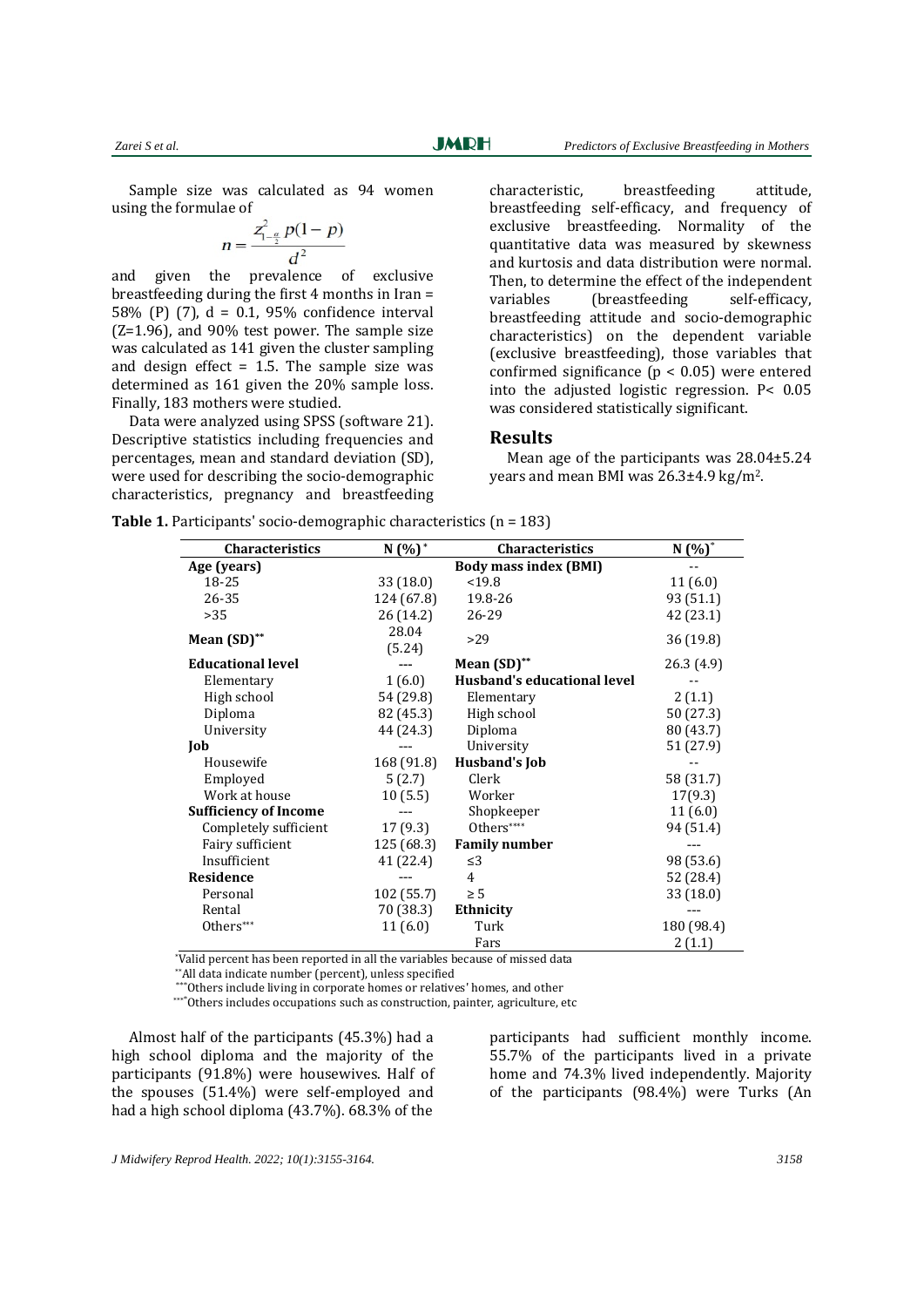Sample size was calculated as 94 women using the formulae of

$$n = \frac{Z^2_{1-\frac{\alpha}{2}} p(1-p)}{d^2}$$

and given the prevalence of exclusive breastfeeding during the first 4 months in Iran = 58% (P) (7), d = 0.1, 95% confidence interval (Z=1.96), and 90% test power. The sample size was calculated as 141 given the cluster sampling and design effect = 1.5. The sample size was determined as 161 given the 20% sample loss. Finally, 183 mothers were studied.

Data were analyzed using SPSS (software 21). Descriptive statistics including frequencies and percentages, mean and standard deviation (SD), were used for describing the socio-demographic characteristics, pregnancy and breastfeeding characteristic, breastfeeding attitude, breastfeeding self-efficacy, and frequency of exclusive breastfeeding. Normality of the quantitative data was measured by skewness and kurtosis and data distribution were normal. Then, to determine the effect of the independent variables (breastfeeding self-efficacy, breastfeeding attitude and socio-demographic characteristics) on the dependent variable (exclusive breastfeeding), those variables that confirmed significance ($p < 0.05$) were entered into the adjusted logistic regression. $P < 0.05$ was considered statistically significant.

## Results

Mean age of the participants was 28.04±5.24 years and mean BMI was 26.3±4.9 kg/m$^2$.

**Table 1.** Participants' socio-demographic characteristics (n = 183)

| Characteristics | N (%)* | Characteristics | N (%)* |
|---|---|---|---|
| **Age (years)** | | **Body mass index (BMI)** | -- |
| 18-25 | 33 (18.0) | <19.8 | 11 (6.0) |
| 26-35 | 124 (67.8) | 19.8-26 | 93 (51.1) |
| >35 | 26 (14.2) | 26-29 | 42 (23.1) |
| **Mean (SD)**** | 28.04 (5.24) | >29 | 36 (19.8) |
| **Educational level** | --- | **Mean (SD)**** | 26.3 (4.9) |
| Elementary | 1 (6.0) | **Husband's educational level** | -- |
| High school | 54 (29.8) | Elementary | 2 (1.1) |
| Diploma | 82 (45.3) | High school | 50 (27.3) |
| University | 44 (24.3) | Diploma | 80 (43.7) |
| **Job** | --- | University | 51 (27.9) |
| Housewife | 168 (91.8) | **Husband's Job** | -- |
| Employed | 5 (2.7) | Clerk | 58 (31.7) |
| Work at house | 10 (5.5) | Worker | 17(9.3) |
| **Sufficiency of Income** | --- | Shopkeeper | 11 (6.0) |
| Completely sufficient | 17 (9.3) | Others**** | 94 (51.4) |
| Fairy sufficient | 125 (68.3) | **Family number** | --- |
| Insufficient | 41 (22.4) | ≤3 | 98 (53.6) |
| **Residence** | --- | 4 | 52 (28.4) |
| Personal | 102 (55.7) | ≥ 5 | 33 (18.0) |
| Rental | 70 (38.3) | **Ethnicity** | --- |
| Others*** | 11 (6.0) | Turk | 180 (98.4) |
| | | Fars | 2 (1.1) |

*Valid percent has been reported in all the variables because of missed data

**All data indicate number (percent), unless specified

***Others include living in corporate homes or relatives' homes, and other

****Others includes occupations such as construction, painter, agriculture, etc

Almost half of the participants (45.3%) had a high school diploma and the majority of the participants (91.8%) were housewives. Half of the spouses (51.4%) were self-employed and had a high school diploma (43.7%). 68.3% of the participants had sufficient monthly income. 55.7% of the participants lived in a private home and 74.3% lived independently. Majority of the participants (98.4%) were Turks (An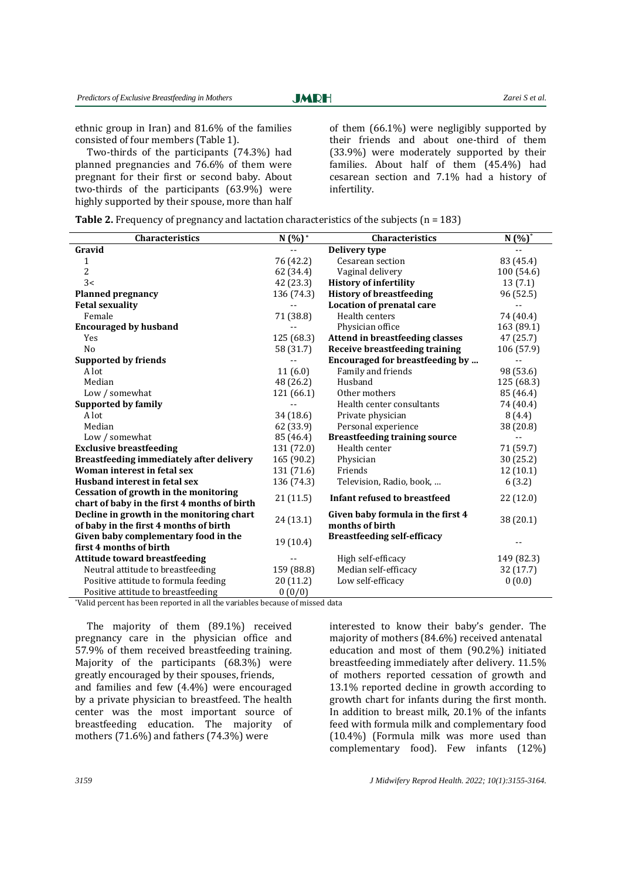ethnic group in Iran) and 81.6% of the families consisted of four members (Table 1).

Two-thirds of the participants (74.3%) had planned pregnancies and 76.6% of them were pregnant for their first or second baby. About two-thirds of the participants (63.9%) were highly supported by their spouse, more than half of them (66.1%) were negligibly supported by their friends and about one-third of them (33.9%) were moderately supported by their families. About half of them (45.4%) had cesarean section and 7.1% had a history of infertility.

**Table 2.** Frequency of pregnancy and lactation characteristics of the subjects (n = 183)

| Characteristics | N (%)* | Characteristics | N (%)* |
|---|---|---|---|
| **Gravid** | -- | **Delivery type** | -- |
| 1 | 76 (42.2) | Cesarean section | 83 (45.4) |
| 2 | 62 (34.4) | Vaginal delivery | 100 (54.6) |
| 3< | 42 (23.3) | **History of infertility** | 13 (7.1) |
| **Planned pregnancy** | 136 (74.3) | **History of breastfeeding** | 96 (52.5) |
| **Fetal sexuality** | -- | **Location of prenatal care** | -- |
| Female | 71 (38.8) | Health centers | 74 (40.4) |
| **Encouraged by husband** | -- | Physician office | 163 (89.1) |
| Yes | 125 (68.3) | **Attend in breastfeeding classes** | 47 (25.7) |
| No | 58 (31.7) | **Receive breastfeeding training** | 106 (57.9) |
| **Supported by friends** | -- | **Encouraged for breastfeeding by ...** | -- |
| A lot | 11 (6.0) | Family and friends | 98 (53.6) |
| Median | 48 (26.2) | Husband | 125 (68.3) |
| Low / somewhat | 121 (66.1) | Other mothers | 85 (46.4) |
| **Supported by family** | -- | Health center consultants | 74 (40.4) |
| A lot | 34 (18.6) | Private physician | 8 (4.4) |
| Median | 62 (33.9) | Personal experience | 38 (20.8) |
| Low / somewhat | 85 (46.4) | **Breastfeeding training source** | -- |
| **Exclusive breastfeeding** | 131 (72.0) | Health center | 71 (59.7) |
| **Breastfeeding immediately after delivery** | 165 (90.2) | Physician | 30 (25.2) |
| **Woman interest in fetal sex** | 131 (71.6) | Friends | 12 (10.1) |
| **Husband interest in fetal sex** | 136 (74.3) | Television, Radio, book, ... | 6 (3.2) |
| **Cessation of growth in the monitoring chart of baby in the first 4 months of birth** | 21 (11.5) | **Infant refused to breastfeed** | 22 (12.0) |
| **Decline in growth in the monitoring chart of baby in the first 4 months of birth** | 24 (13.1) | **Given baby formula in the first 4 months of birth** | 38 (20.1) |
| **Given baby complementary food in the first 4 months of birth** | 19 (10.4) | **Breastfeeding self-efficacy** | -- |
| **Attitude toward breastfeeding** | -- | High self-efficacy | 149 (82.3) |
| Neutral attitude to breastfeeding | 159 (88.8) | Median self-efficacy | 32 (17.7) |
| Positive attitude to formula feeding | 20 (11.2) | Low self-efficacy | 0 (0.0) |
| Positive attitude to breastfeeding | 0 (0/0) | | |

*Valid percent has been reported in all the variables because of missed data

The majority of them (89.1%) received pregnancy care in the physician office and 57.9% of them received breastfeeding training. Majority of the participants (68.3%) were greatly encouraged by their spouses, friends, and families and few (4.4%) were encouraged by a private physician to breastfeed. The health center was the most important source of breastfeeding education. The majority of mothers (71.6%) and fathers (74.3%) were interested to know their baby's gender. The majority of mothers (84.6%) received antenatal education and most of them (90.2%) initiated breastfeeding immediately after delivery. 11.5% of mothers reported cessation of growth and 13.1% reported decline in growth according to growth chart for infants during the first month. In addition to breast milk, 20.1% of the infants feed with formula milk and complementary food (10.4%) (Formula milk was more used than complementary food). Few infants (12%)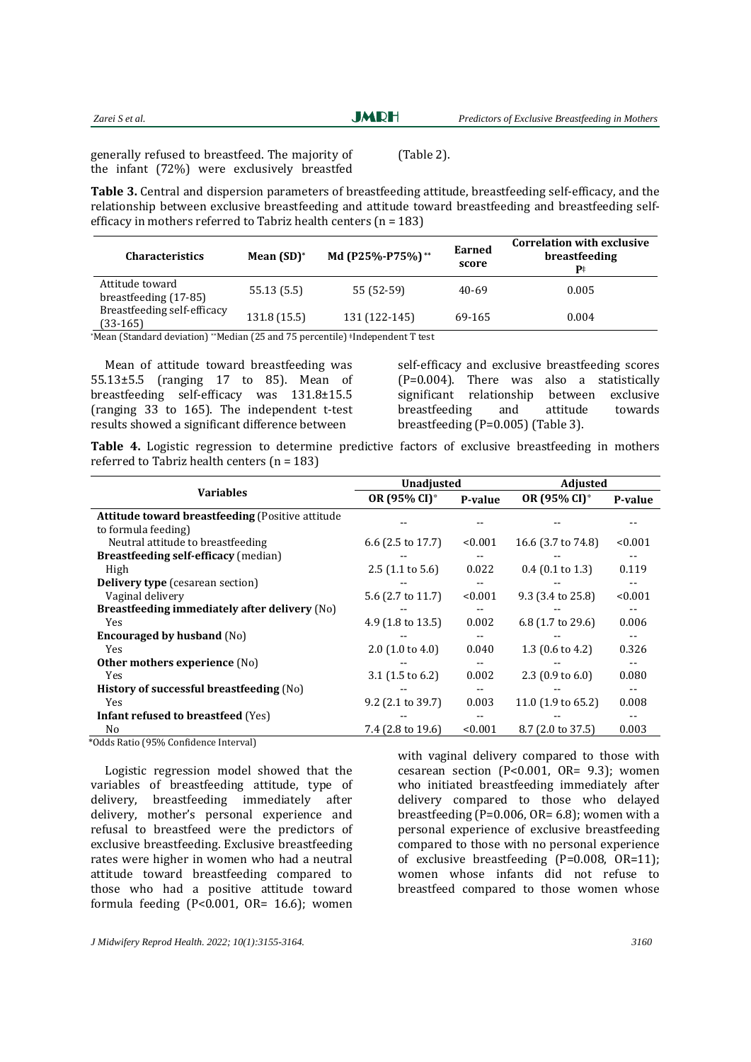generally refused to breastfeed. The majority of the infant (72%) were exclusively breastfed (Table 2).

**Table 3.** Central and dispersion parameters of breastfeeding attitude, breastfeeding self-efficacy, and the relationship between exclusive breastfeeding and attitude toward breastfeeding and breastfeeding self-efficacy in mothers referred to Tabriz health centers (n = 183)

| Characteristics | Mean (SD)* | Md (P25%-P75%)** | Earned score | Correlation with exclusive breastfeeding P‡ |
|---|---|---|---|---|
| Attitude toward breastfeeding (17-85) | 55.13 (5.5) | 55 (52-59) | 40-69 | 0.005 |
| Breastfeeding self-efficacy (33-165) | 131.8 (15.5) | 131 (122-145) | 69-165 | 0.004 |

*Mean (Standard deviation) **Median (25 and 75 percentile) ‡Independent T test

Mean of attitude toward breastfeeding was 55.13±5.5 (ranging 17 to 85). Mean of breastfeeding self-efficacy was 131.8±15.5 (ranging 33 to 165). The independent t-test results showed a significant difference between self-efficacy and exclusive breastfeeding scores (P=0.004). There was also a statistically significant relationship between exclusive breastfeeding and attitude towards breastfeeding (P=0.005) (Table 3).

**Table 4.** Logistic regression to determine predictive factors of exclusive breastfeeding in mothers referred to Tabriz health centers (n = 183)

| Variables | Unadjusted | | Adjusted | |
|---|---|---|---|---|
| | OR (95% CI)* | P-value | OR (95% CI)* | P-value |
| **Attitude toward breastfeeding** (Positive attitude to formula feeding) | -- | -- | -- | -- |
| Neutral attitude to breastfeeding | 6.6 (2.5 to 17.7) | <0.001 | 16.6 (3.7 to 74.8) | <0.001 |
| **Breastfeeding self-efficacy** (median) | -- | -- | -- | -- |
| High | 2.5 (1.1 to 5.6) | 0.022 | 0.4 (0.1 to 1.3) | 0.119 |
| **Delivery type** (cesarean section) | -- | -- | -- | -- |
| Vaginal delivery | 5.6 (2.7 to 11.7) | <0.001 | 9.3 (3.4 to 25.8) | <0.001 |
| **Breastfeeding immediately after delivery** (No) | -- | -- | -- | -- |
| Yes | 4.9 (1.8 to 13.5) | 0.002 | 6.8 (1.7 to 29.6) | 0.006 |
| **Encouraged by husband** (No) | -- | -- | -- | -- |
| Yes | 2.0 (1.0 to 4.0) | 0.040 | 1.3 (0.6 to 4.2) | 0.326 |
| **Other mothers experience** (No) | -- | -- | -- | -- |
| Yes | 3.1 (1.5 to 6.2) | 0.002 | 2.3 (0.9 to 6.0) | 0.080 |
| **History of successful breastfeeding** (No) | -- | -- | -- | -- |
| Yes | 9.2 (2.1 to 39.7) | 0.003 | 11.0 (1.9 to 65.2) | 0.008 |
| **Infant refused to breastfeed** (Yes) | -- | -- | -- | -- |
| No | 7.4 (2.8 to 19.6) | <0.001 | 8.7 (2.0 to 37.5) | 0.003 |

*Odds Ratio (95% Confidence Interval)

Logistic regression model showed that the variables of breastfeeding attitude, type of delivery, breastfeeding immediately after delivery, mother's personal experience and refusal to breastfeed were the predictors of exclusive breastfeeding. Exclusive breastfeeding rates were higher in women who had a neutral attitude toward breastfeeding compared to those who had a positive attitude toward formula feeding (P<0.001, OR= 16.6); women with vaginal delivery compared to those with cesarean section (P<0.001, OR= 9.3); women who initiated breastfeeding immediately after delivery compared to those who delayed breastfeeding (P=0.006, OR= 6.8); women with a personal experience of exclusive breastfeeding compared to those with no personal experience of exclusive breastfeeding (P=0.008, OR=11); women whose infants did not refuse to breastfeed compared to those women whose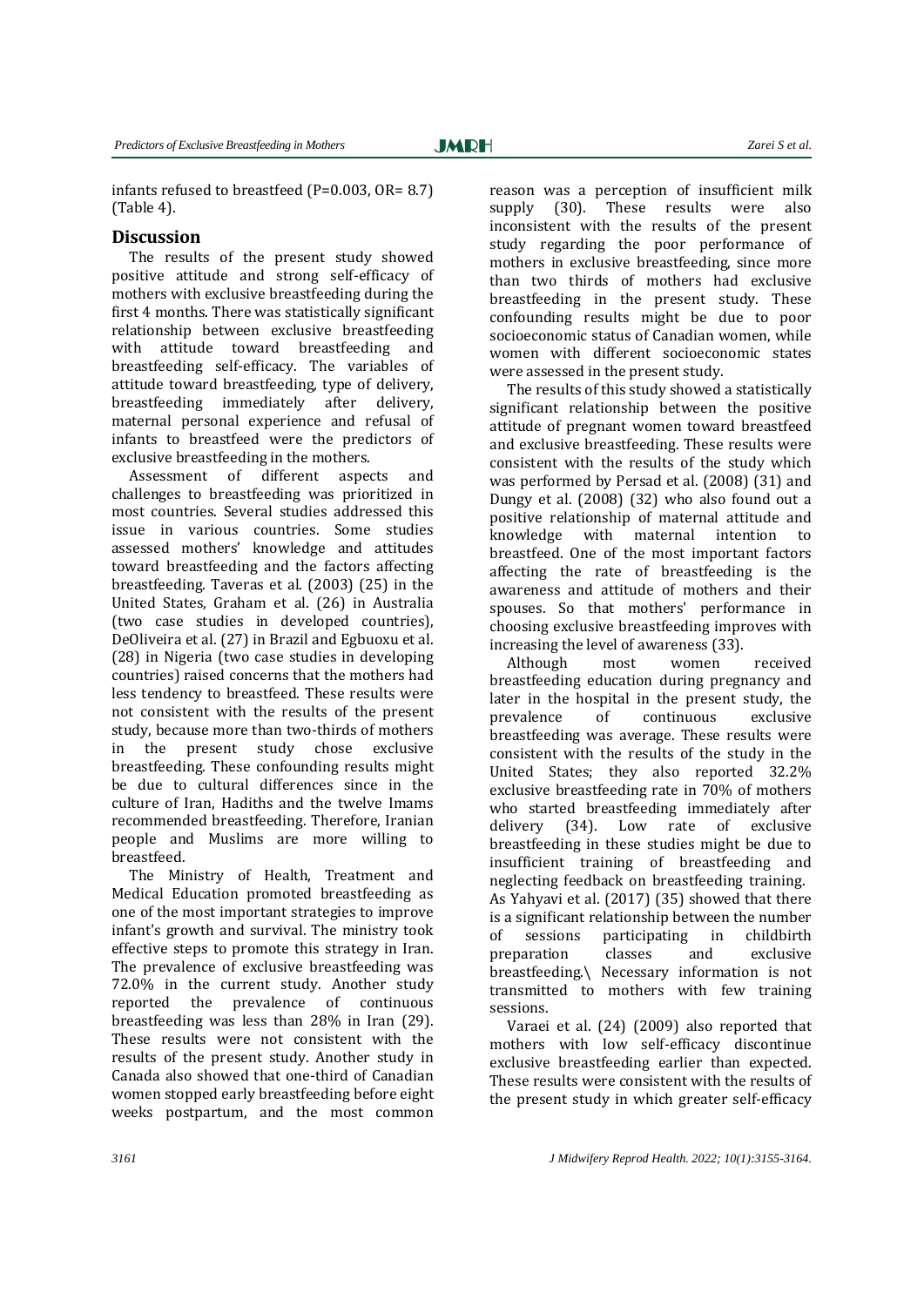infants refused to breastfeed (P=0.003, OR= 8.7) (Table 4).

## Discussion

The results of the present study showed positive attitude and strong self-efficacy of mothers with exclusive breastfeeding during the first 4 months. There was statistically significant relationship between exclusive breastfeeding with attitude toward breastfeeding and breastfeeding self-efficacy. The variables of attitude toward breastfeeding, type of delivery, breastfeeding immediately after delivery, maternal personal experience and refusal of infants to breastfeed were the predictors of exclusive breastfeeding in the mothers.

Assessment of different aspects and challenges to breastfeeding was prioritized in most countries. Several studies addressed this issue in various countries. Some studies assessed mothers' knowledge and attitudes toward breastfeeding and the factors affecting breastfeeding. Taveras et al. (2003) (25) in the United States, Graham et al. (26) in Australia (two case studies in developed countries), DeOliveira et al. (27) in Brazil and Egbuoxu et al. (28) in Nigeria (two case studies in developing countries) raised concerns that the mothers had less tendency to breastfeed. These results were not consistent with the results of the present study, because more than two-thirds of mothers in the present study chose exclusive breastfeeding. These confounding results might be due to cultural differences since in the culture of Iran, Hadiths and the twelve Imams recommended breastfeeding. Therefore, Iranian people and Muslims are more willing to breastfeed.

The Ministry of Health, Treatment and Medical Education promoted breastfeeding as one of the most important strategies to improve infant's growth and survival. The ministry took effective steps to promote this strategy in Iran. The prevalence of exclusive breastfeeding was 72.0% in the current study. Another study reported the prevalence of continuous breastfeeding was less than 28% in Iran (29). These results were not consistent with the results of the present study. Another study in Canada also showed that one-third of Canadian women stopped early breastfeeding before eight weeks postpartum, and the most common reason was a perception of insufficient milk supply (30). These results were also inconsistent with the results of the present study regarding the poor performance of mothers in exclusive breastfeeding, since more than two thirds of mothers had exclusive breastfeeding in the present study. These confounding results might be due to poor socioeconomic status of Canadian women, while women with different socioeconomic states were assessed in the present study.

The results of this study showed a statistically significant relationship between the positive attitude of pregnant women toward breastfeed and exclusive breastfeeding. These results were consistent with the results of the study which was performed by Persad et al. (2008) (31) and Dungy et al. (2008) (32) who also found out a positive relationship of maternal attitude and knowledge with maternal intention to breastfeed. One of the most important factors affecting the rate of breastfeeding is the awareness and attitude of mothers and their spouses. So that mothers' performance in choosing exclusive breastfeeding improves with increasing the level of awareness (33).

Although most women received breastfeeding education during pregnancy and later in the hospital in the present study, the prevalence of continuous exclusive breastfeeding was average. These results were consistent with the results of the study in the United States; they also reported 32.2% exclusive breastfeeding rate in 70% of mothers who started breastfeeding immediately after delivery (34). Low rate of exclusive breastfeeding in these studies might be due to insufficient training of breastfeeding and neglecting feedback on breastfeeding training. As Yahyavi et al. (2017) (35) showed that there is a significant relationship between the number of sessions participating in childbirth preparation classes and exclusive breastfeeding.\ Necessary information is not transmitted to mothers with few training sessions.

Varaei et al. (24) (2009) also reported that mothers with low self-efficacy discontinue exclusive breastfeeding earlier than expected. These results were consistent with the results of the present study in which greater self-efficacy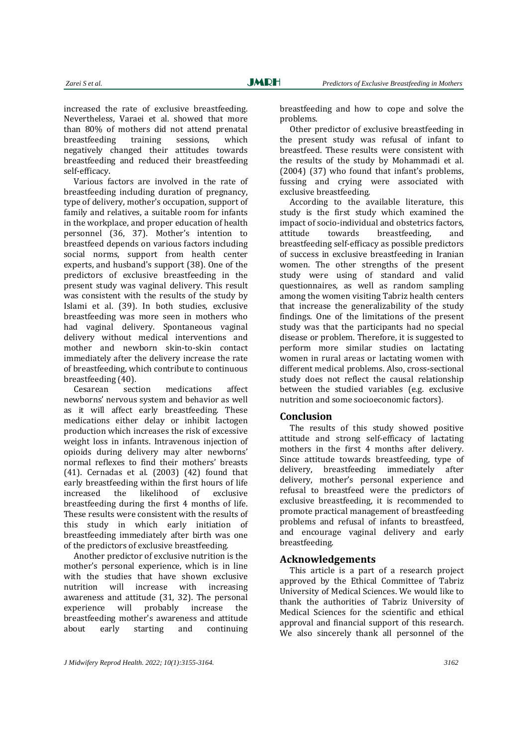increased the rate of exclusive breastfeeding. Nevertheless, Varaei et al. showed that more than 80% of mothers did not attend prenatal breastfeeding training sessions, which negatively changed their attitudes towards breastfeeding and reduced their breastfeeding self-efficacy.

Various factors are involved in the rate of breastfeeding including duration of pregnancy, type of delivery, mother's occupation, support of family and relatives, a suitable room for infants in the workplace, and proper education of health personnel (36, 37). Mother's intention to breastfeed depends on various factors including social norms, support from health center experts, and husband's support (38). One of the predictors of exclusive breastfeeding in the present study was vaginal delivery. This result was consistent with the results of the study by Islami et al. (39). In both studies, exclusive breastfeeding was more seen in mothers who had vaginal delivery. Spontaneous vaginal delivery without medical interventions and mother and newborn skin-to-skin contact immediately after the delivery increase the rate of breastfeeding, which contribute to continuous breastfeeding (40).

Cesarean section medications affect newborns' nervous system and behavior as well as it will affect early breastfeeding. These medications either delay or inhibit lactogen production which increases the risk of excessive weight loss in infants. Intravenous injection of opioids during delivery may alter newborns' normal reflexes to find their mothers' breasts (41). Cernadas et al. (2003) (42) found that early breastfeeding within the first hours of life increased the likelihood of exclusive breastfeeding during the first 4 months of life. These results were consistent with the results of this study in which early initiation of breastfeeding immediately after birth was one of the predictors of exclusive breastfeeding.

Another predictor of exclusive nutrition is the mother's personal experience, which is in line with the studies that have shown exclusive nutrition will increase with increasing awareness and attitude (31, 32). The personal experience will probably increase the breastfeeding mother's awareness and attitude about early starting and continuing breastfeeding and how to cope and solve the problems.

Other predictor of exclusive breastfeeding in the present study was refusal of infant to breastfeed. These results were consistent with the results of the study by Mohammadi et al. (2004) (37) who found that infant's problems, fussing and crying were associated with exclusive breastfeeding.

According to the available literature, this study is the first study which examined the impact of socio-individual and obstetrics factors, attitude towards breastfeeding, and breastfeeding self-efficacy as possible predictors of success in exclusive breastfeeding in Iranian women. The other strengths of the present study were using of standard and valid questionnaires, as well as random sampling among the women visiting Tabriz health centers that increase the generalizability of the study findings. One of the limitations of the present study was that the participants had no special disease or problem. Therefore, it is suggested to perform more similar studies on lactating women in rural areas or lactating women with different medical problems. Also, cross-sectional study does not reflect the causal relationship between the studied variables (e.g. exclusive nutrition and some socioeconomic factors).

## Conclusion

The results of this study showed positive attitude and strong self-efficacy of lactating mothers in the first 4 months after delivery. Since attitude towards breastfeeding, type of delivery, breastfeeding immediately after delivery, mother's personal experience and refusal to breastfeed were the predictors of exclusive breastfeeding, it is recommended to promote practical management of breastfeeding problems and refusal of infants to breastfeed, and encourage vaginal delivery and early breastfeeding.

## Acknowledgements

This article is a part of a research project approved by the Ethical Committee of Tabriz University of Medical Sciences. We would like to thank the authorities of Tabriz University of Medical Sciences for the scientific and ethical approval and financial support of this research. We also sincerely thank all personnel of the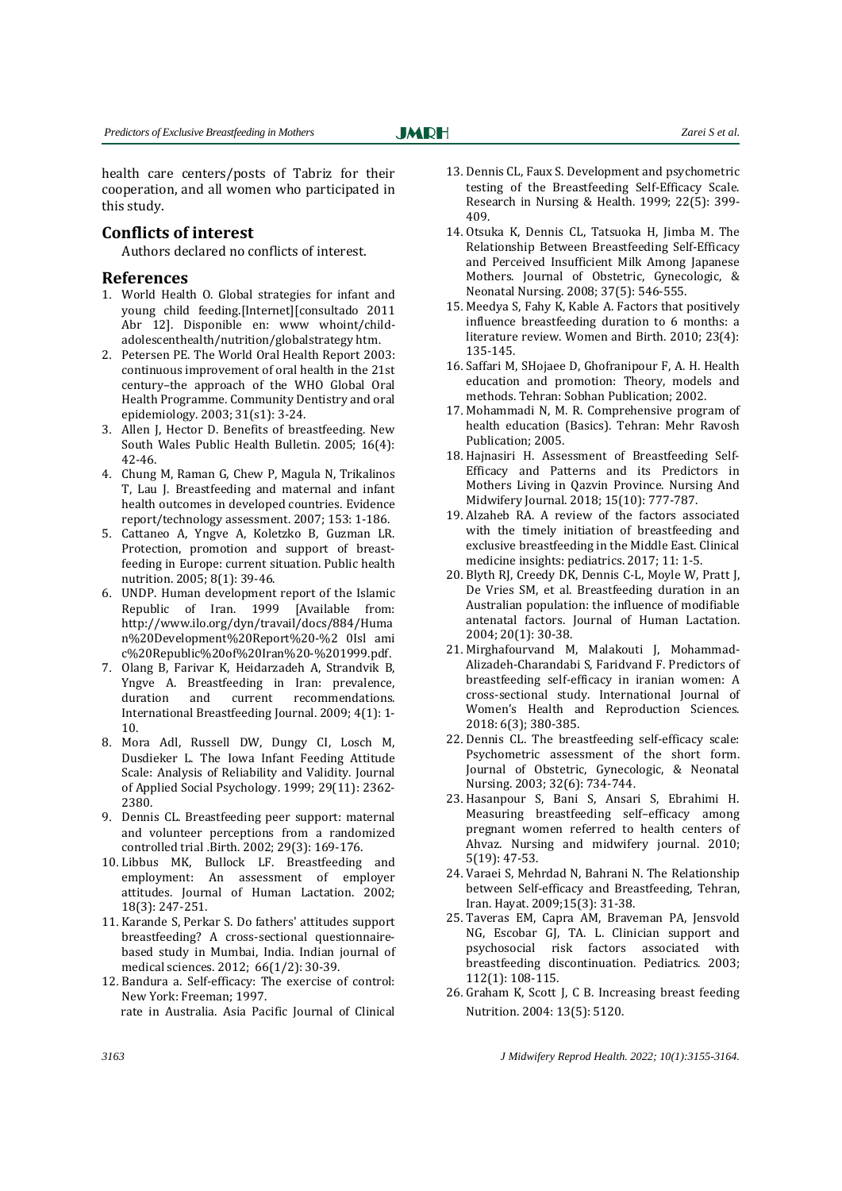health care centers/posts of Tabriz for their cooperation, and all women who participated in this study.

## Conflicts of interest

Authors declared no conflicts of interest.

## References

1. World Health O. Global strategies for infant and young child feeding.[Internet][consultado 2011 Abr 12]. Disponible en: www whoint/child-adolescenthealth/nutrition/globalstrategy htm.
2. Petersen PE. The World Oral Health Report 2003: continuous improvement of oral health in the 21st century–the approach of the WHO Global Oral Health Programme. Community Dentistry and oral epidemiology. 2003; 31(s1): 3-24.
3. Allen J, Hector D. Benefits of breastfeeding. New South Wales Public Health Bulletin. 2005; 16(4): 42-46.
4. Chung M, Raman G, Chew P, Magula N, Trikalinos T, Lau J. Breastfeeding and maternal and infant health outcomes in developed countries. Evidence report/technology assessment. 2007; 153: 1-186.
5. Cattaneo A, Yngve A, Koletzko B, Guzman LR. Protection, promotion and support of breast-feeding in Europe: current situation. Public health nutrition. 2005; 8(1): 39-46.
6. UNDP. Human development report of the Islamic Republic of Iran. 1999 [Available from: http://www.ilo.org/dyn/travail/docs/884/Human%20Development%20Report%20-%2 0Isl ami c%20Republic%20of%20Iran%20-%201999.pdf.
7. Olang B, Farivar K, Heidarzadeh A, Strandvik B, Yngve A. Breastfeeding in Iran: prevalence, duration and current recommendations. International Breastfeeding Journal. 2009; 4(1): 1-10.
8. Mora Adl, Russell DW, Dungy CI, Losch M, Dusdieker L. The Iowa Infant Feeding Attitude Scale: Analysis of Reliability and Validity. Journal of Applied Social Psychology. 1999; 29(11): 2362-2380.
9. Dennis CL. Breastfeeding peer support: maternal and volunteer perceptions from a randomized controlled trial .Birth. 2002; 29(3): 169-176.
10. Libbus MK, Bullock LF. Breastfeeding and employment: An assessment of employer attitudes. Journal of Human Lactation. 2002; 18(3): 247-251.
11. Karande S, Perkar S. Do fathers' attitudes support breastfeeding? A cross-sectional questionnaire-based study in Mumbai, India. Indian journal of medical sciences. 2012; 66(1/2): 30-39.
12. Bandura a. Self-efficacy: The exercise of control: New York: Freeman; 1997.
rate in Australia. Asia Pacific Journal of Clinical
13. Dennis CL, Faux S. Development and psychometric testing of the Breastfeeding Self-Efficacy Scale. Research in Nursing & Health. 1999; 22(5): 399-409.
14. Otsuka K, Dennis CL, Tatsuoka H, Jimba M. The Relationship Between Breastfeeding Self-Efficacy and Perceived Insufficient Milk Among Japanese Mothers. Journal of Obstetric, Gynecologic, & Neonatal Nursing. 2008; 37(5): 546-555.
15. Meedya S, Fahy K, Kable A. Factors that positively influence breastfeeding duration to 6 months: a literature review. Women and Birth. 2010; 23(4): 135-145.
16. Saffari M, SHojaee D, Ghofranipour F, A. H. Health education and promotion: Theory, models and methods. Tehran: Sobhan Publication; 2002.
17. Mohammadi N, M. R. Comprehensive program of health education (Basics). Tehran: Mehr Ravosh Publication; 2005.
18. Hajnasiri H. Assessment of Breastfeeding Self-Efficacy and Patterns and its Predictors in Mothers Living in Qazvin Province. Nursing And Midwifery Journal. 2018; 15(10): 777-787.
19. Alzaheb RA. A review of the factors associated with the timely initiation of breastfeeding and exclusive breastfeeding in the Middle East. Clinical medicine insights: pediatrics. 2017; 11: 1-5.
20. Blyth RJ, Creedy DK, Dennis C-L, Moyle W, Pratt J, De Vries SM, et al. Breastfeeding duration in an Australian population: the influence of modifiable antenatal factors. Journal of Human Lactation. 2004; 20(1): 30-38.
21. Mirghafourvand M, Malakouti J, Mohammad-Alizadeh-Charandabi S, Faridvand F. Predictors of breastfeeding self-efficacy in iranian women: A cross-sectional study. International Journal of Women's Health and Reproduction Sciences. 2018: 6(3); 380-385.
22. Dennis CL. The breastfeeding self-efficacy scale: Psychometric assessment of the short form. Journal of Obstetric, Gynecologic, & Neonatal Nursing. 2003; 32(6): 734-744.
23. Hasanpour S, Bani S, Ansari S, Ebrahimi H. Measuring breastfeeding self–efficacy among pregnant women referred to health centers of Ahvaz. Nursing and midwifery journal. 2010; 5(19): 47-53.
24. Varaei S, Mehrdad N, Bahrani N. The Relationship between Self-efficacy and Breastfeeding, Tehran, Iran. Hayat. 2009;15(3): 31-38.
25. Taveras EM, Capra AM, Braveman PA, Jensvold NG, Escobar GJ, TA. L. Clinician support and psychosocial risk factors associated with breastfeeding discontinuation. Pediatrics. 2003; 112(1): 108-115.
26. Graham K, Scott J, C B. Increasing breast feeding Nutrition. 2004: 13(5): 5120.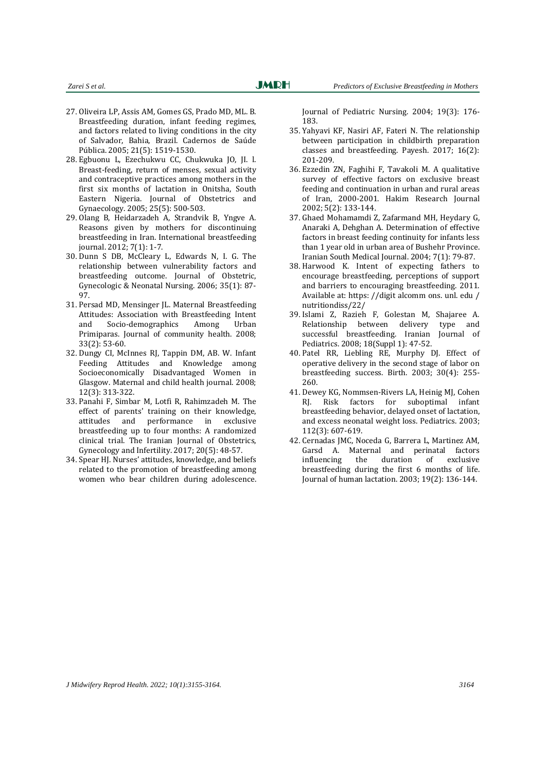27. Oliveira LP, Assis AM, Gomes GS, Prado MD, ML. B. Breastfeeding duration, infant feeding regimes, and factors related to living conditions in the city of Salvador, Bahia, Brazil. Cadernos de Saúde Pública. 2005; 21(5): 1519-1530.
28. Egbuonu L, Ezechukwu CC, Chukwuka JO, JI. l. Breast-feeding, return of menses, sexual activity and contraceptive practices among mothers in the first six months of lactation in Onitsha, South Eastern Nigeria. Journal of Obstetrics and Gynaecology. 2005; 25(5): 500-503.
29. Olang B, Heidarzadeh A, Strandvik B, Yngve A. Reasons given by mothers for discontinuing breastfeeding in Iran. International breastfeeding journal. 2012; 7(1): 1-7.
30. Dunn S DB, McCleary L, Edwards N, I. G. The relationship between vulnerability factors and breastfeeding outcome. Journal of Obstetric, Gynecologic & Neonatal Nursing. 2006; 35(1): 87-97.
31. Persad MD, Mensinger JL. Maternal Breastfeeding Attitudes: Association with Breastfeeding Intent and Socio-demographics Among Urban Primiparas. Journal of community health. 2008; 33(2): 53-60.
32. Dungy CI, McInnes RJ, Tappin DM, AB. W. Infant Feeding Attitudes and Knowledge among Socioeconomically Disadvantaged Women in Glasgow. Maternal and child health journal. 2008; 12(3): 313-322.
33. Panahi F, Simbar M, Lotfi R, Rahimzadeh M. The effect of parents' training on their knowledge, attitudes and performance in exclusive breastfeeding up to four months: A randomized clinical trial. The Iranian Journal of Obstetrics, Gynecology and Infertility. 2017; 20(5): 48-57.
34. Spear HJ. Nurses' attitudes, knowledge, and beliefs related to the promotion of breastfeeding among women who bear children during adolescence. Journal of Pediatric Nursing. 2004; 19(3): 176-183.
35. Yahyavi KF, Nasiri AF, Fateri N. The relationship between participation in childbirth preparation classes and breastfeeding. Payesh. 2017; 16(2): 201-209.
36. Ezzedin ZN, Faghihi F, Tavakoli M. A qualitative survey of effective factors on exclusive breast feeding and continuation in urban and rural areas of Iran, 2000-2001. Hakim Research Journal 2002; 5(2): 133-144.
37. Ghaed Mohamamdi Z, Zafarmand MH, Heydary G, Anaraki A, Dehghan A. Determination of effective factors in breast feeding continuity for infants less than 1 year old in urban area of Bushehr Province. Iranian South Medical Journal. 2004; 7(1): 79-87.
38. Harwood K. Intent of expecting fathers to encourage breastfeeding, perceptions of support and barriers to encouraging breastfeeding. 2011. Available at: https: //digit alcomm ons. unl. edu / nutritiondiss/22/
39. Islami Z, Razieh F, Golestan M, Shajaree A. Relationship between delivery type and successful breastfeeding. Iranian Journal of Pediatrics. 2008; 18(Suppl 1): 47-52.
40. Patel RR, Liebling RE, Murphy DJ. Effect of operative delivery in the second stage of labor on breastfeeding success. Birth. 2003; 30(4): 255-260.
41. Dewey KG, Nommsen-Rivers LA, Heinig MJ, Cohen RJ. Risk factors for suboptimal infant breastfeeding behavior, delayed onset of lactation, and excess neonatal weight loss. Pediatrics. 2003; 112(3): 607-619.
42. Cernadas JMC, Noceda G, Barrera L, Martinez AM, Garsd A. Maternal and perinatal factors influencing the duration of exclusive breastfeeding during the first 6 months of life. Journal of human lactation. 2003; 19(2): 136-144.